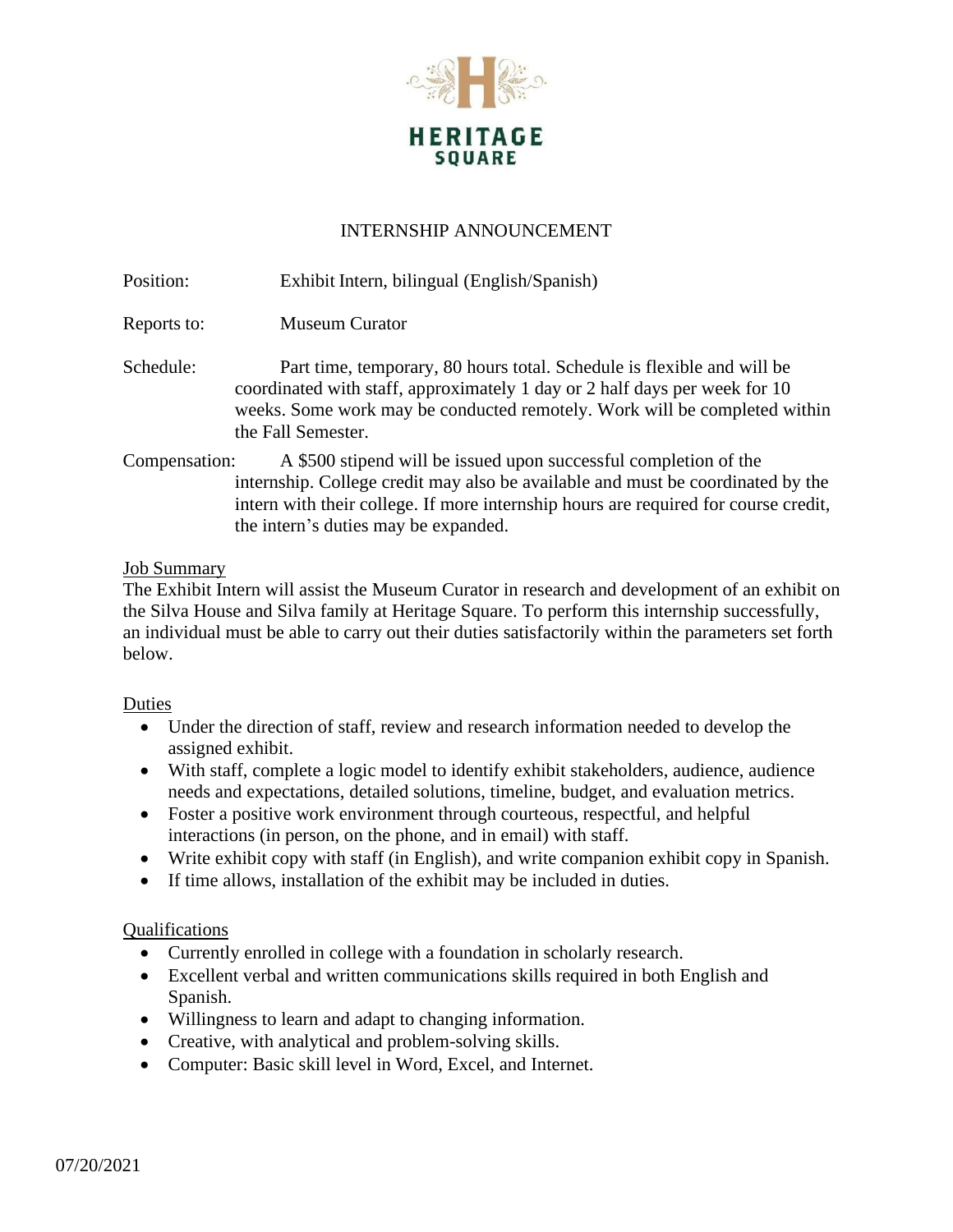# HERITAGE SQUARE

## INTERNSHIP ANNOUNCEMENT

**Position:** Exhibit Intern, bilingual (English/Spanish)

**Reports to:** Museum Curator

**Schedule:** Part time, temporary, 80 hours total. Schedule is flexible and will be coordinated with staff, approximately 1 day or 2 half days per week for 10 weeks. Some work may be conducted remotely. Work will be completed within the Fall Semester.

**Compensation:** A $500 stipend will be issued upon successful completion of the internship. College credit may also be available and must be coordinated by the intern with their college. If more internship hours are required for course credit, the intern's duties may be expanded.

### Job Summary

The Exhibit Intern will assist the Museum Curator in research and development of an exhibit on the Silva House and Silva family at Heritage Square. To perform this internship successfully, an individual must be able to carry out their duties satisfactorily within the parameters set forth below.

### Duties

- Under the direction of staff, review and research information needed to develop the assigned exhibit.
- With staff, complete a logic model to identify exhibit stakeholders, audience, audience needs and expectations, detailed solutions, timeline, budget, and evaluation metrics.
- Foster a positive work environment through courteous, respectful, and helpful interactions (in person, on the phone, and in email) with staff.
- Write exhibit copy with staff (in English), and write companion exhibit copy in Spanish.
- If time allows, installation of the exhibit may be included in duties.

### Qualifications

- Currently enrolled in college with a foundation in scholarly research.
- Excellent verbal and written communications skills required in both English and Spanish.
- Willingness to learn and adapt to changing information.
- Creative, with analytical and problem-solving skills.
- Computer: Basic skill level in Word, Excel, and Internet.

07/20/2021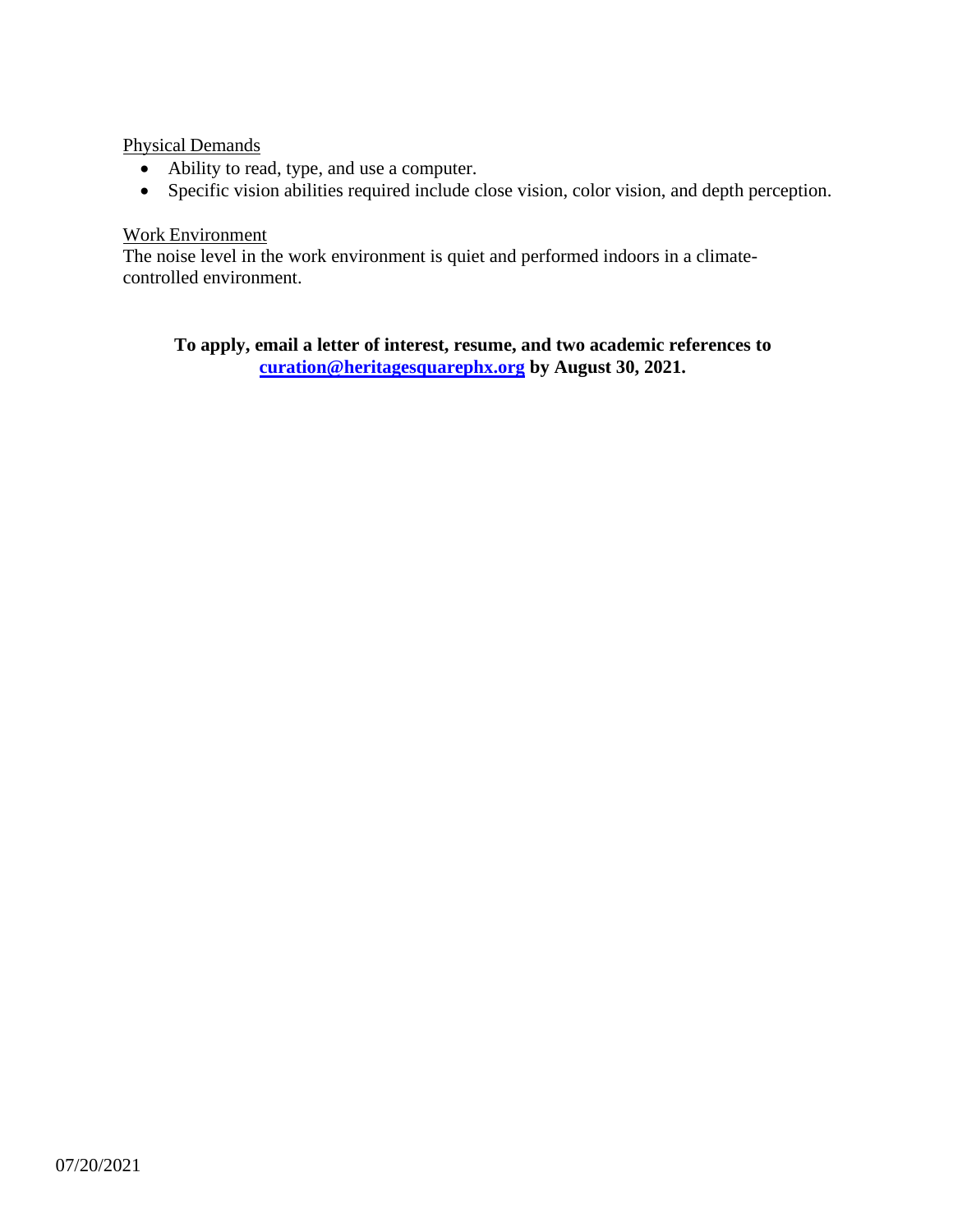Physical Demands

- Ability to read, type, and use a computer.
- Specific vision abilities required include close vision, color vision, and depth perception.

Work Environment

The noise level in the work environment is quiet and performed indoors in a climate-controlled environment.

**To apply, email a letter of interest, resume, and two academic references to [curation@heritagesquarephx.org](mailto:curation@heritagesquarephx.org) by August 30, 2021.**

07/20/2021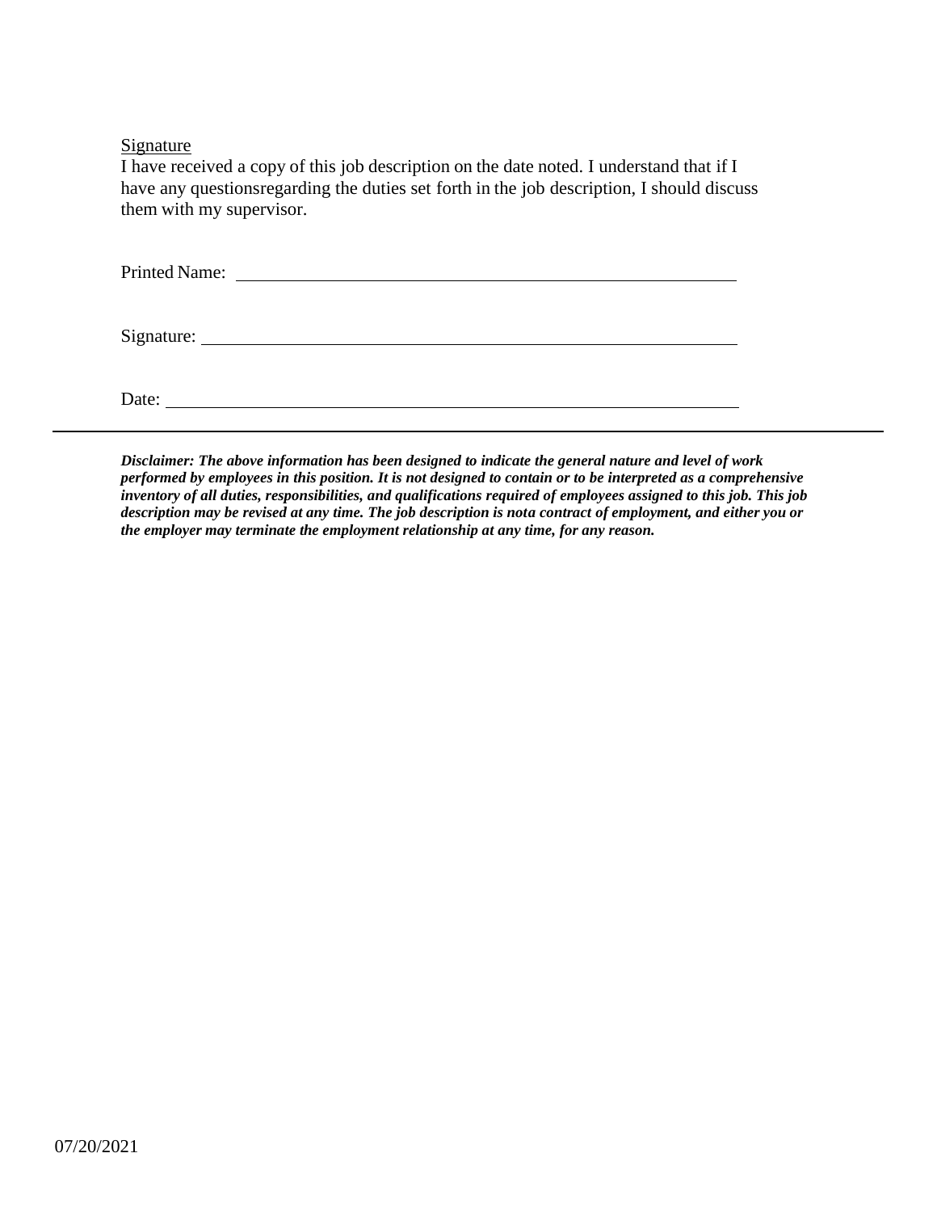Signature

I have received a copy of this job description on the date noted. I understand that if I have any questionsregarding the duties set forth in the job description, I should discuss them with my supervisor.

Printed Name: ______________________________________________

Signature: ______________________________________________

Date: ______________________________________________

---

***Disclaimer: The above information has been designed to indicate the general nature and level of work performed by employees in this position. It is not designed to contain or to be interpreted as a comprehensive inventory of all duties, responsibilities, and qualifications required of employees assigned to this job. This job description may be revised at any time. The job description is nota contract of employment, and either you or the employer may terminate the employment relationship at any time, for any reason.***

07/20/2021